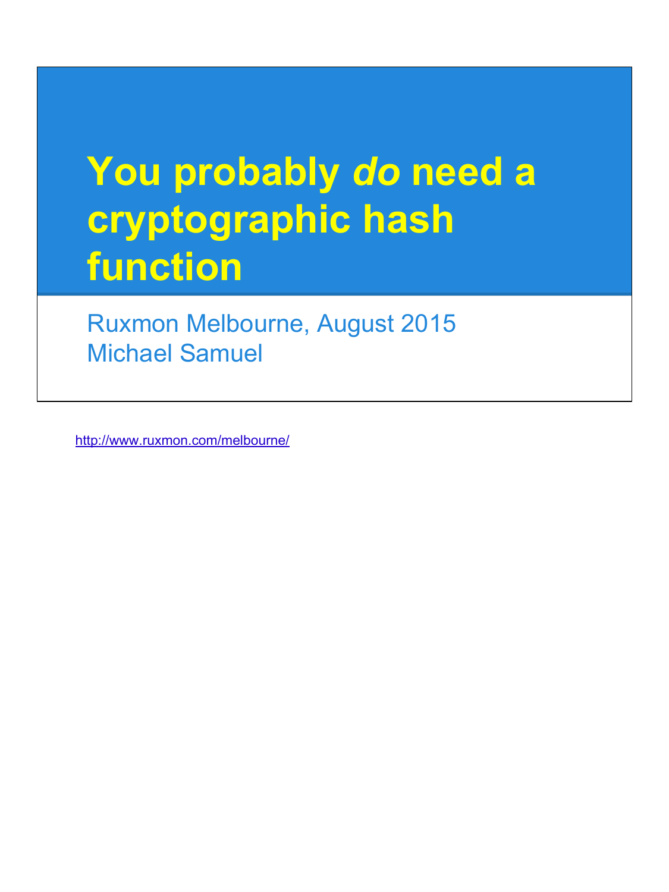# You probably *do* need a cryptographic hash function

Ruxmon Melbourne, August 2015
Michael Samuel

http://www.ruxmon.com/melbourne/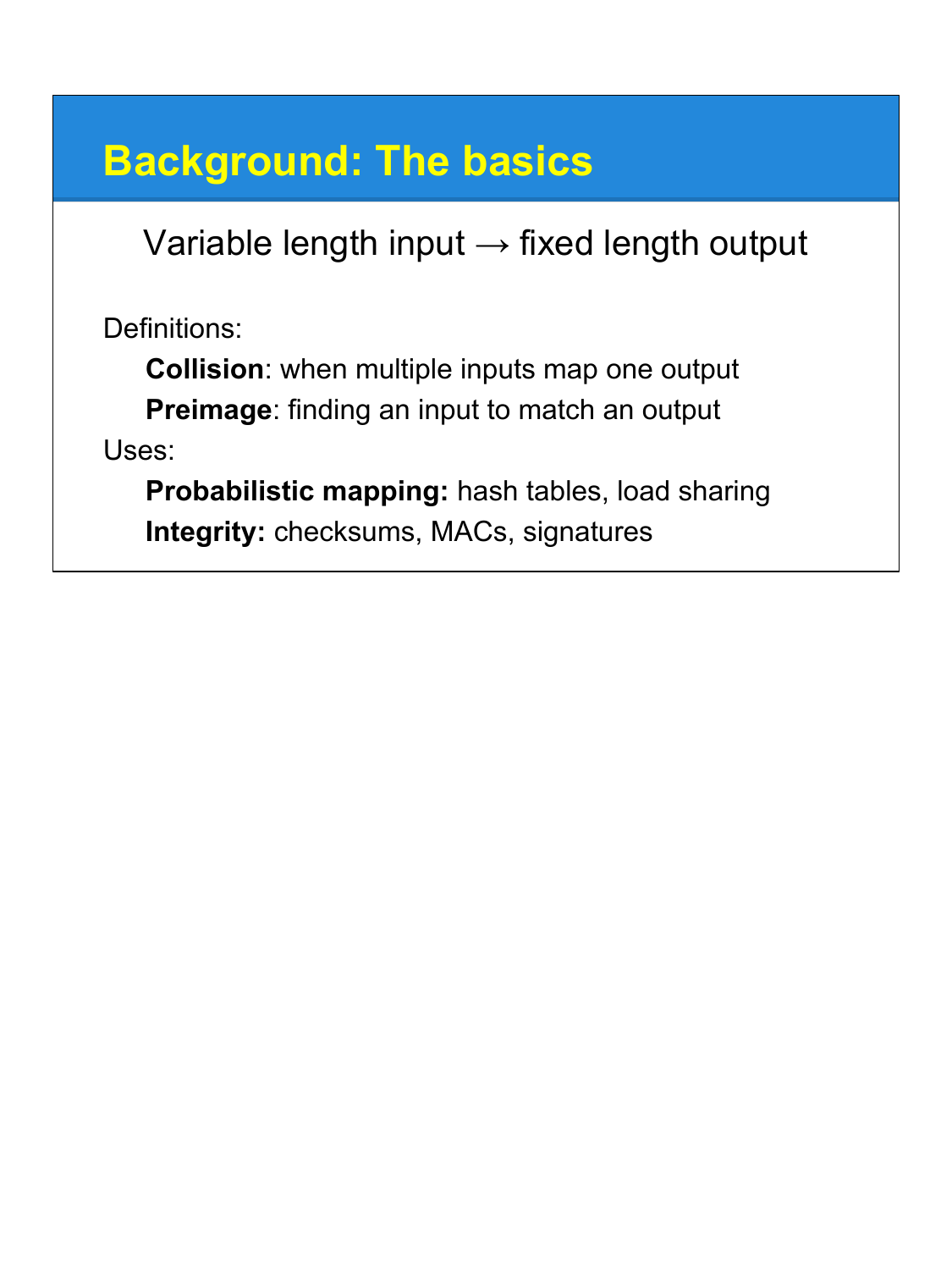# Background: The basics

Variable length input → fixed length output

Definitions:

- **Collision**: when multiple inputs map one output
- **Preimage**: finding an input to match an output

Uses:

- **Probabilistic mapping:** hash tables, load sharing
- **Integrity:** checksums, MACs, signatures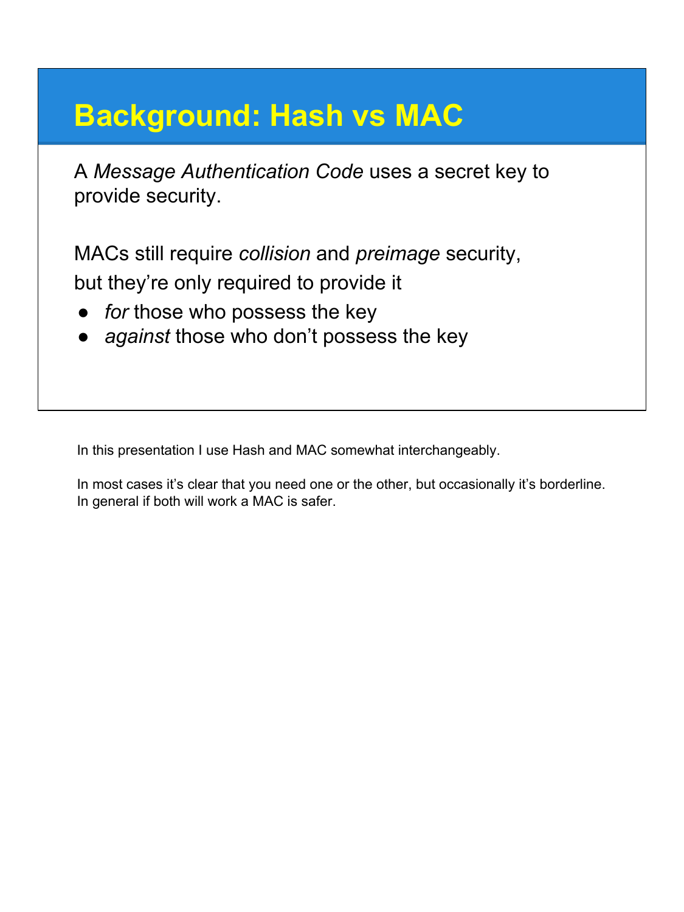# Background: Hash vs MAC

A *Message Authentication Code* uses a secret key to provide security.

MACs still require *collision* and *preimage* security, but they're only required to provide it

- *for* those who possess the key
- *against* those who don't possess the key

In this presentation I use Hash and MAC somewhat interchangeably.

In most cases it's clear that you need one or the other, but occasionally it's borderline. In general if both will work a MAC is safer.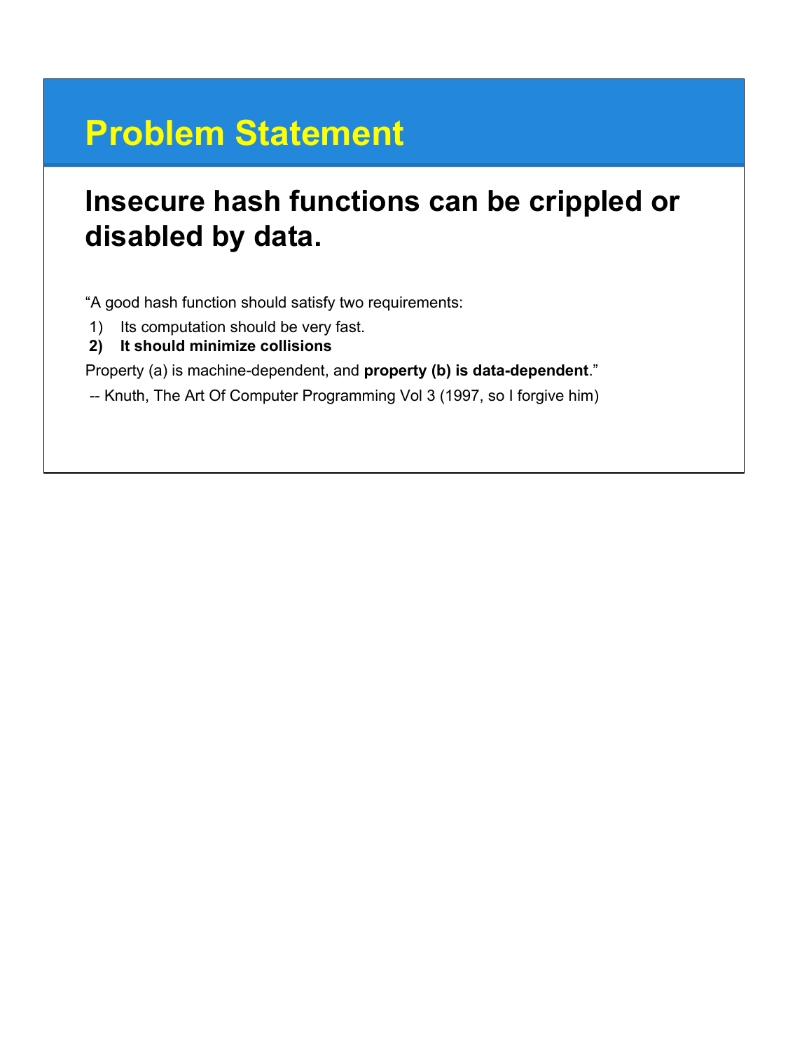# Problem Statement

## Insecure hash functions can be crippled or disabled by data.

"A good hash function should satisfy two requirements:

1) Its computation should be very fast.
2) **It should minimize collisions**

Property (a) is machine-dependent, and **property (b) is data-dependent**."

-- Knuth, The Art Of Computer Programming Vol 3 (1997, so I forgive him)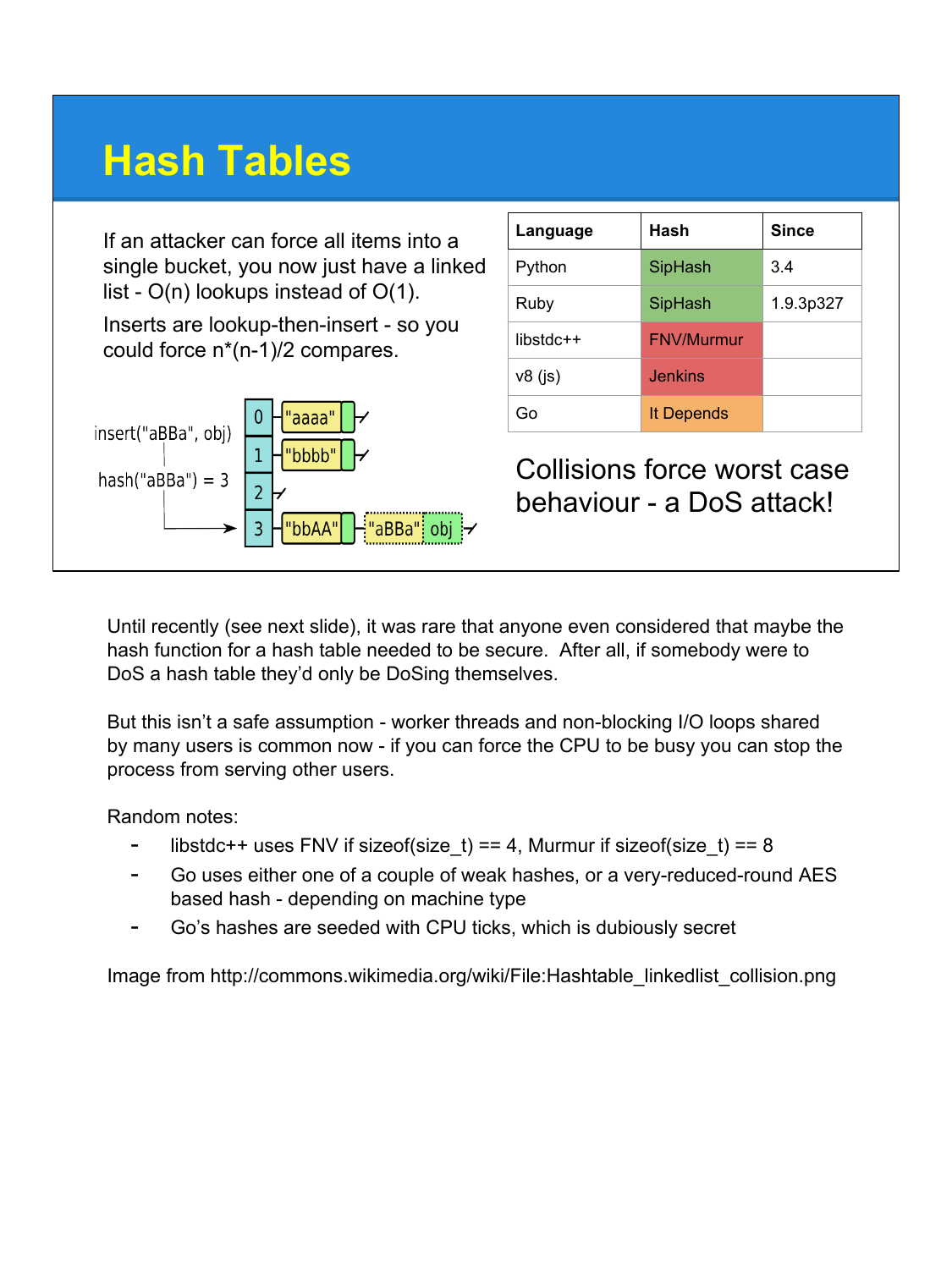# Hash Tables

If an attacker can force all items into a single bucket, you now just have a linked list - O(n) lookups instead of O(1).

Inserts are lookup-then-insert - so you could force n*(n-1)/2 compares.

| Language | Hash | Since |
| --- | --- | --- |
| Python | SipHash | 3.4 |
| Ruby | SipHash | 1.9.3p327 |
| libstdc++ | FNV/Murmur | |
| v8 (js) | Jenkins | |
| Go | It Depends | |

Collisions force worst case behaviour - a DoS attack!

Until recently (see next slide), it was rare that anyone even considered that maybe the hash function for a hash table needed to be secure. After all, if somebody were to DoS a hash table they'd only be DoSing themselves.

But this isn't a safe assumption - worker threads and non-blocking I/O loops shared by many users is common now - if you can force the CPU to be busy you can stop the process from serving other users.

Random notes:

- libstdc++ uses FNV if sizeof(size_t) == 4, Murmur if sizeof(size_t) == 8
- Go uses either one of a couple of weak hashes, or a very-reduced-round AES based hash - depending on machine type
- Go's hashes are seeded with CPU ticks, which is dubiously secret

Image from http://commons.wikimedia.org/wiki/File:Hashtable_linkedlist_collision.png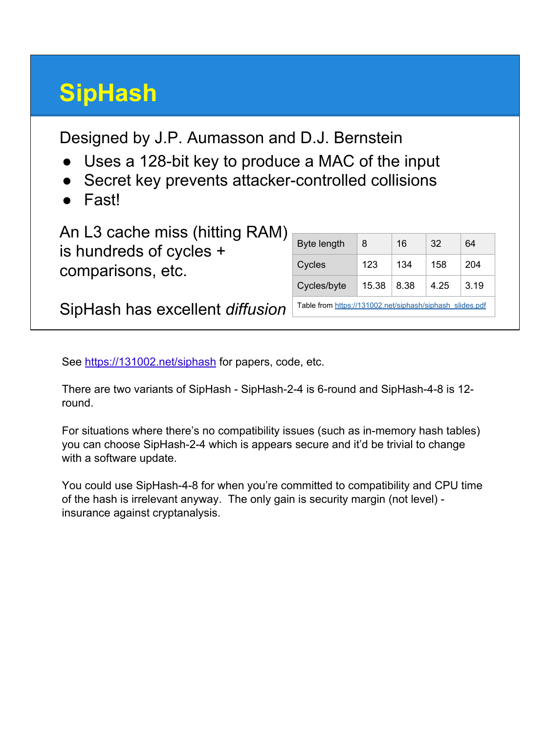# SipHash

Designed by J.P. Aumasson and D.J. Bernstein

- Uses a 128-bit key to produce a MAC of the input
- Secret key prevents attacker-controlled collisions
- Fast!

An L3 cache miss (hitting RAM) is hundreds of cycles + comparisons, etc.

SipHash has excellent *diffusion*

| Byte length | 8 | 16 | 32 | 64 |
|---|---|---|---|---|
| Cycles | 123 | 134 | 158 | 204 |
| Cycles/byte | 15.38 | 8.38 | 4.25 | 3.19 |

Table from https://131002.net/siphash/siphash_slides.pdf

See https://131002.net/siphash for papers, code, etc.

There are two variants of SipHash - SipHash-2-4 is 6-round and SipHash-4-8 is 12-round.

For situations where there's no compatibility issues (such as in-memory hash tables) you can choose SipHash-2-4 which is appears secure and it'd be trivial to change with a software update.

You could use SipHash-4-8 for when you're committed to compatibility and CPU time of the hash is irrelevant anyway. The only gain is security margin (not level) - insurance against cryptanalysis.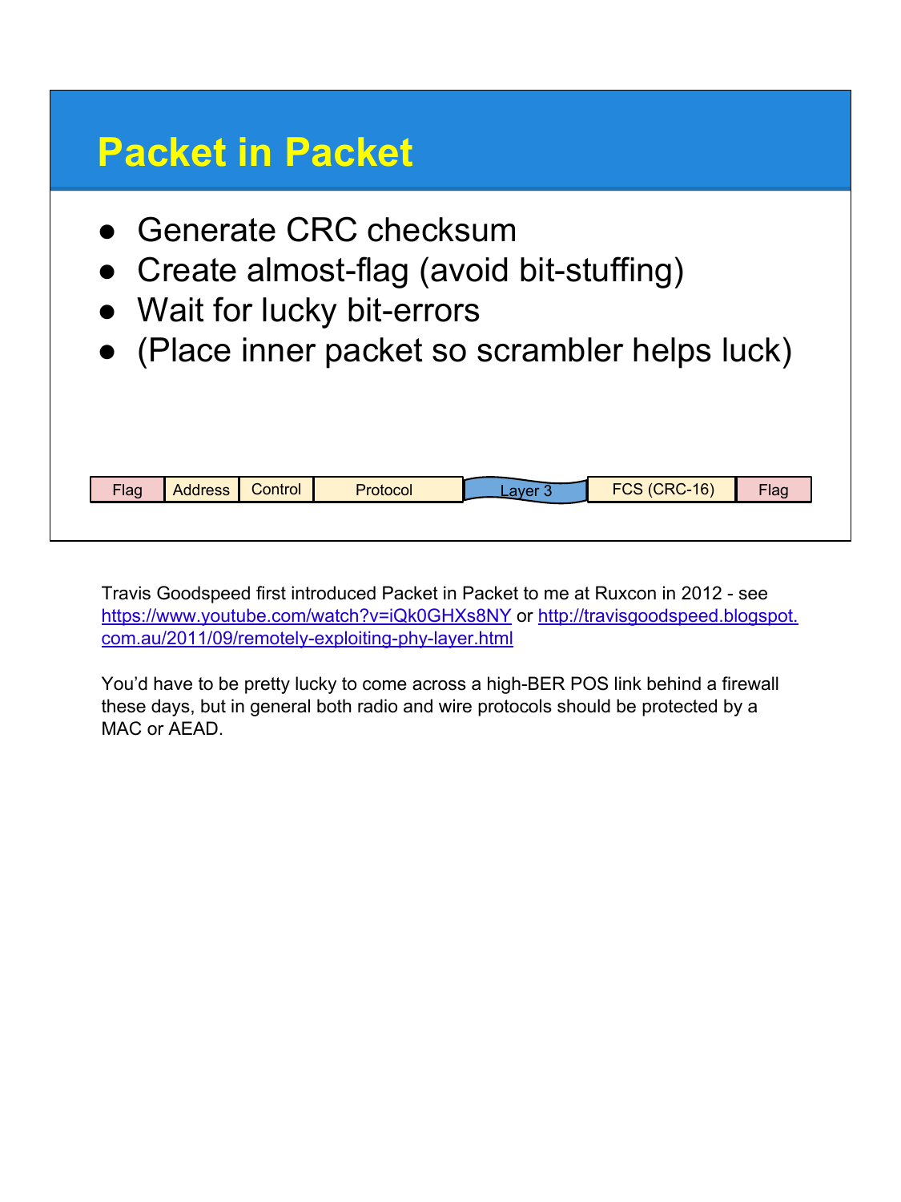# Packet in Packet

- Generate CRC checksum
- Create almost-flag (avoid bit-stuffing)
- Wait for lucky bit-errors
- (Place inner packet so scrambler helps luck)

| Flag | Address | Control | Protocol | Layer 3 | FCS (CRC-16) | Flag |
|---|---|---|---|---|---|---|

Travis Goodspeed first introduced Packet in Packet to me at Ruxcon in 2012 - see https://www.youtube.com/watch?v=iQk0GHXs8NY or http://travisgoodspeed.blogspot.com.au/2011/09/remotely-exploiting-phy-layer.html

You'd have to be pretty lucky to come across a high-BER POS link behind a firewall these days, but in general both radio and wire protocols should be protected by a MAC or AEAD.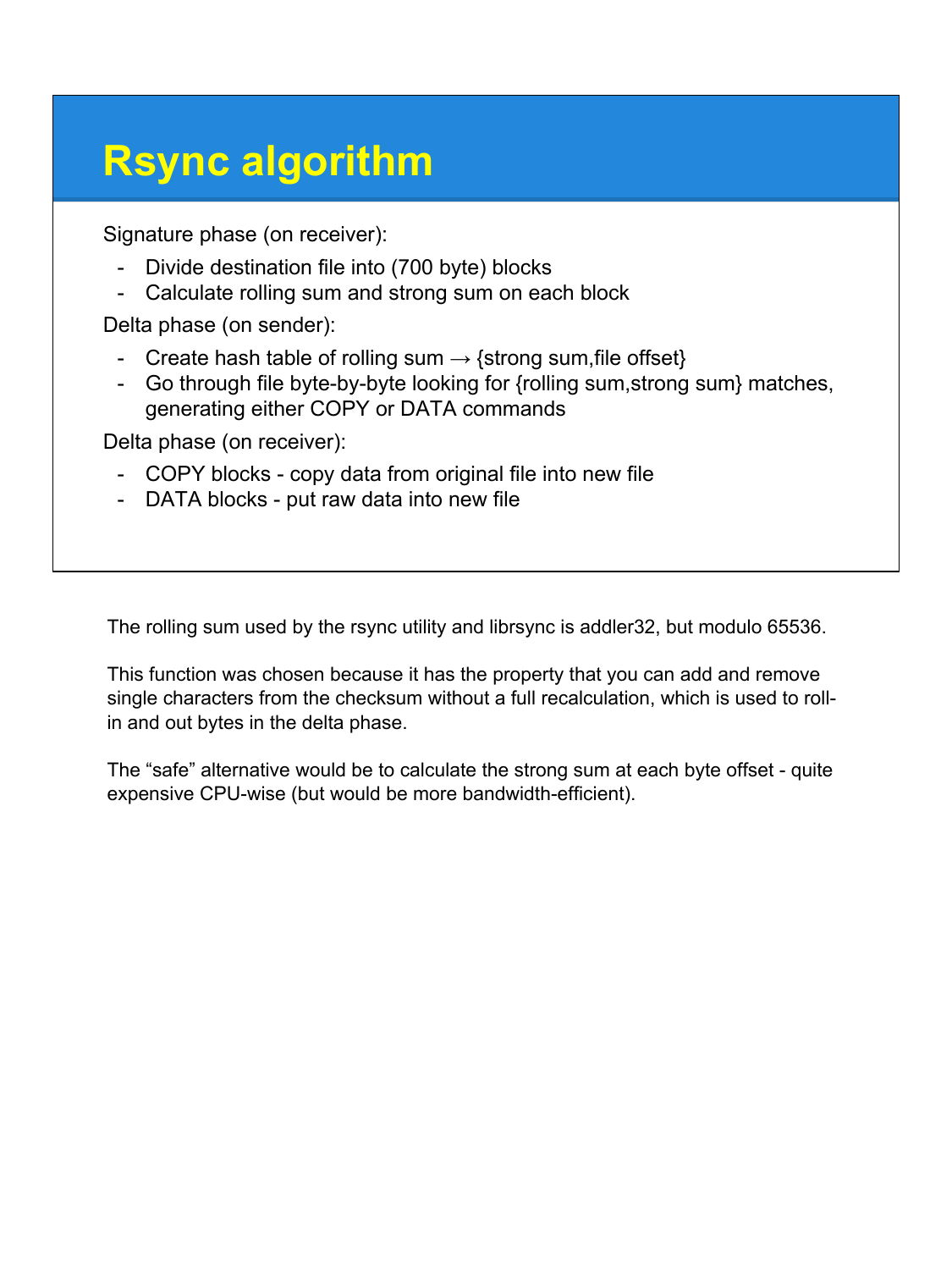# Rsync algorithm

Signature phase (on receiver):

- Divide destination file into (700 byte) blocks
- Calculate rolling sum and strong sum on each block

Delta phase (on sender):

- Create hash table of rolling sum → {strong sum,file offset}
- Go through file byte-by-byte looking for {rolling sum,strong sum} matches, generating either COPY or DATA commands

Delta phase (on receiver):

- COPY blocks - copy data from original file into new file
- DATA blocks - put raw data into new file

The rolling sum used by the rsync utility and librsync is addler32, but modulo 65536.

This function was chosen because it has the property that you can add and remove single characters from the checksum without a full recalculation, which is used to roll-in and out bytes in the delta phase.

The "safe" alternative would be to calculate the strong sum at each byte offset - quite expensive CPU-wise (but would be more bandwidth-efficient).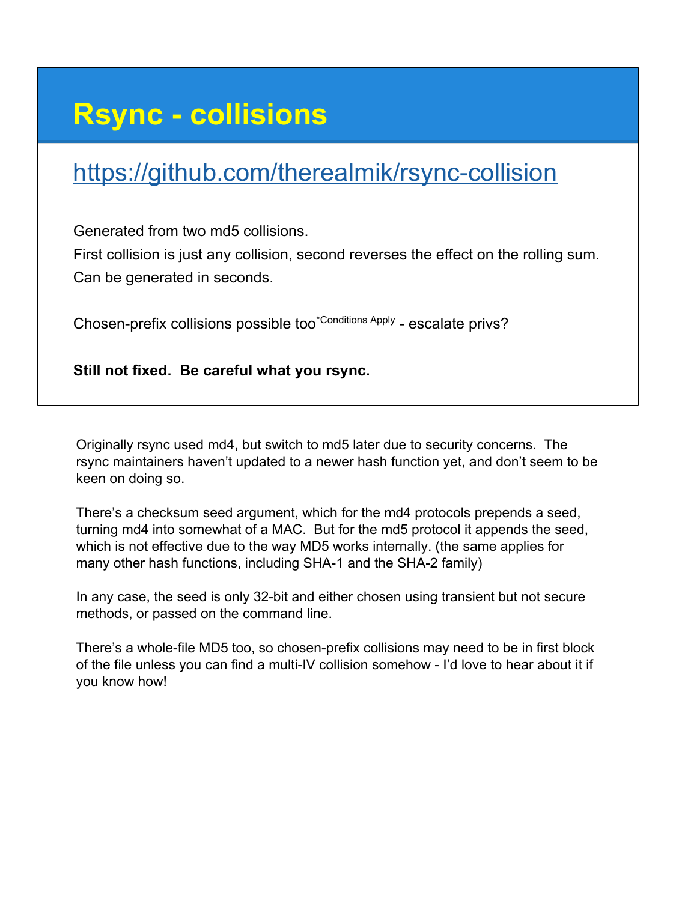# Rsync - collisions

https://github.com/therealmik/rsync-collision

Generated from two md5 collisions.

First collision is just any collision, second reverses the effect on the rolling sum.

Can be generated in seconds.

Chosen-prefix collisions possible too[*Conditions Apply] - escalate privs?

**Still not fixed. Be careful what you rsync.**

Originally rsync used md4, but switch to md5 later due to security concerns. The rsync maintainers haven't updated to a newer hash function yet, and don't seem to be keen on doing so.

There's a checksum seed argument, which for the md4 protocols prepends a seed, turning md4 into somewhat of a MAC. But for the md5 protocol it appends the seed, which is not effective due to the way MD5 works internally. (the same applies for many other hash functions, including SHA-1 and the SHA-2 family)

In any case, the seed is only 32-bit and either chosen using transient but not secure methods, or passed on the command line.

There's a whole-file MD5 too, so chosen-prefix collisions may need to be in first block of the file unless you can find a multi-IV collision somehow - I'd love to hear about it if you know how!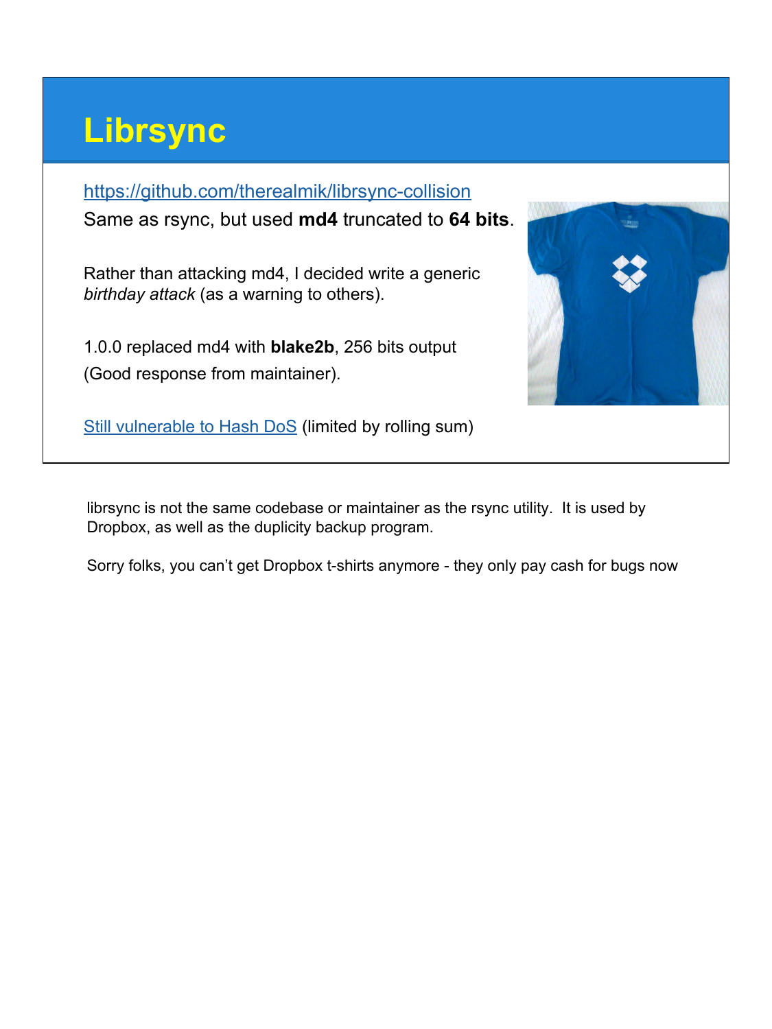# Librsync

[https://github.com/therealmik/librsync-collision](https://github.com/therealmik/librsync-collision)

Same as rsync, but used **md4** truncated to **64 bits**.

Rather than attacking md4, I decided write a generic *birthday attack* (as a warning to others).

1.0.0 replaced md4 with **blake2b**, 256 bits output
(Good response from maintainer).

[Still vulnerable to Hash DoS](#) (limited by rolling sum)

librsync is not the same codebase or maintainer as the rsync utility. It is used by Dropbox, as well as the duplicity backup program.

Sorry folks, you can't get Dropbox t-shirts anymore - they only pay cash for bugs now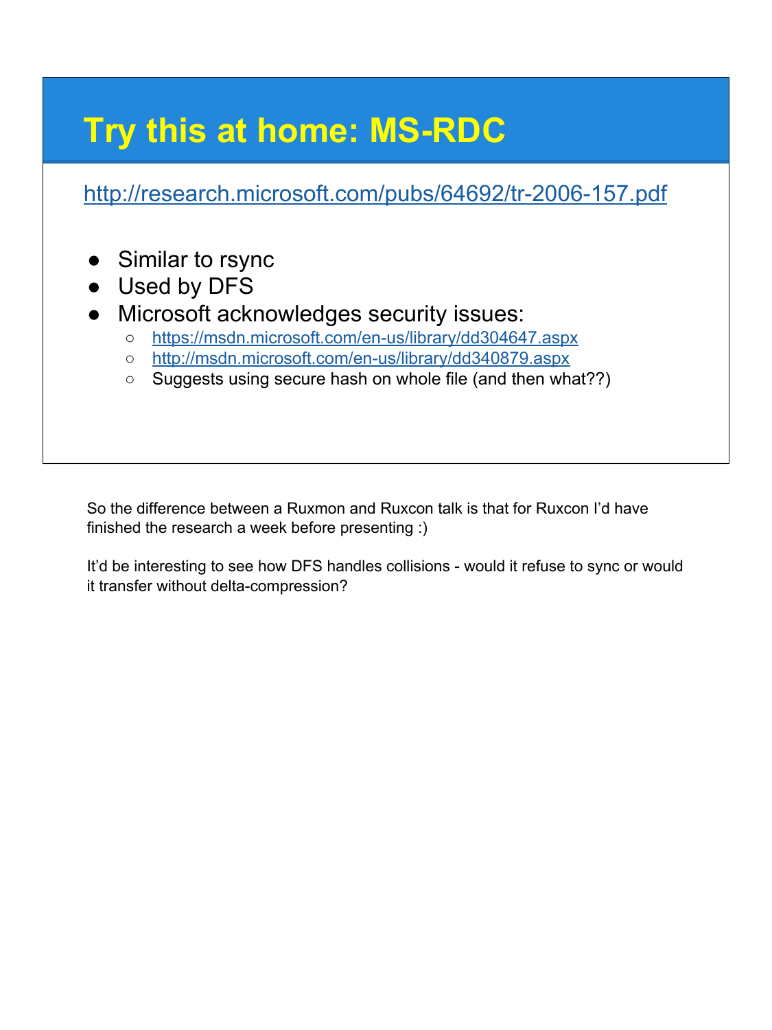# Try this at home: MS-RDC

http://research.microsoft.com/pubs/64692/tr-2006-157.pdf

- Similar to rsync
- Used by DFS
- Microsoft acknowledges security issues:
  - https://msdn.microsoft.com/en-us/library/dd304647.aspx
  - http://msdn.microsoft.com/en-us/library/dd340879.aspx
  - Suggests using secure hash on whole file (and then what??)

So the difference between a Ruxmon and Ruxcon talk is that for Ruxcon I'd have finished the research a week before presenting :)

It'd be interesting to see how DFS handles collisions - would it refuse to sync or would it transfer without delta-compression?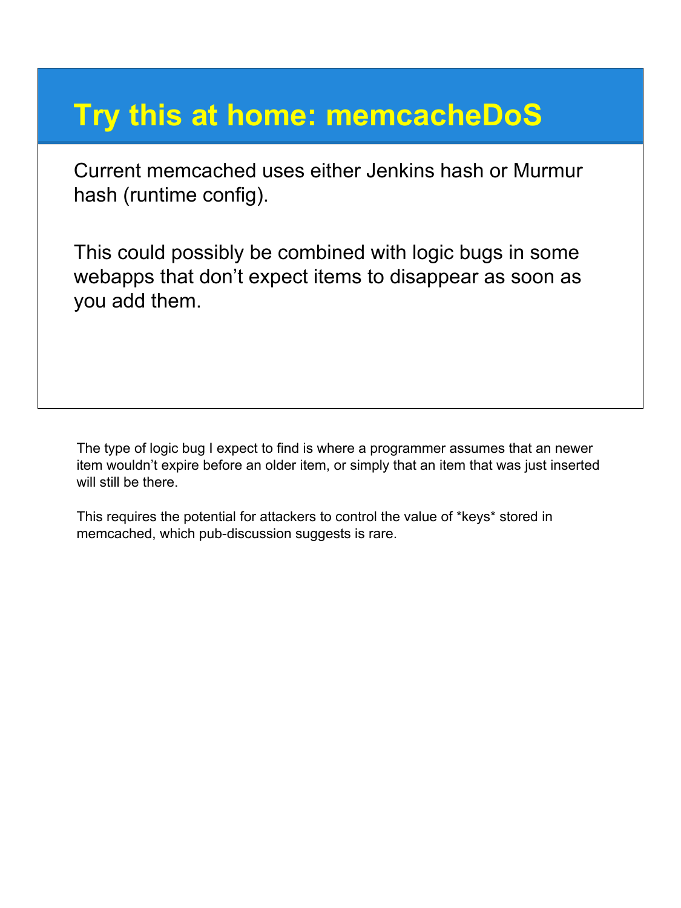# Try this at home: memcacheDoS

Current memcached uses either Jenkins hash or Murmur hash (runtime config).

This could possibly be combined with logic bugs in some webapps that don’t expect items to disappear as soon as you add them.

The type of logic bug I expect to find is where a programmer assumes that an newer item wouldn’t expire before an older item, or simply that an item that was just inserted will still be there.

This requires the potential for attackers to control the value of *keys* stored in memcached, which pub-discussion suggests is rare.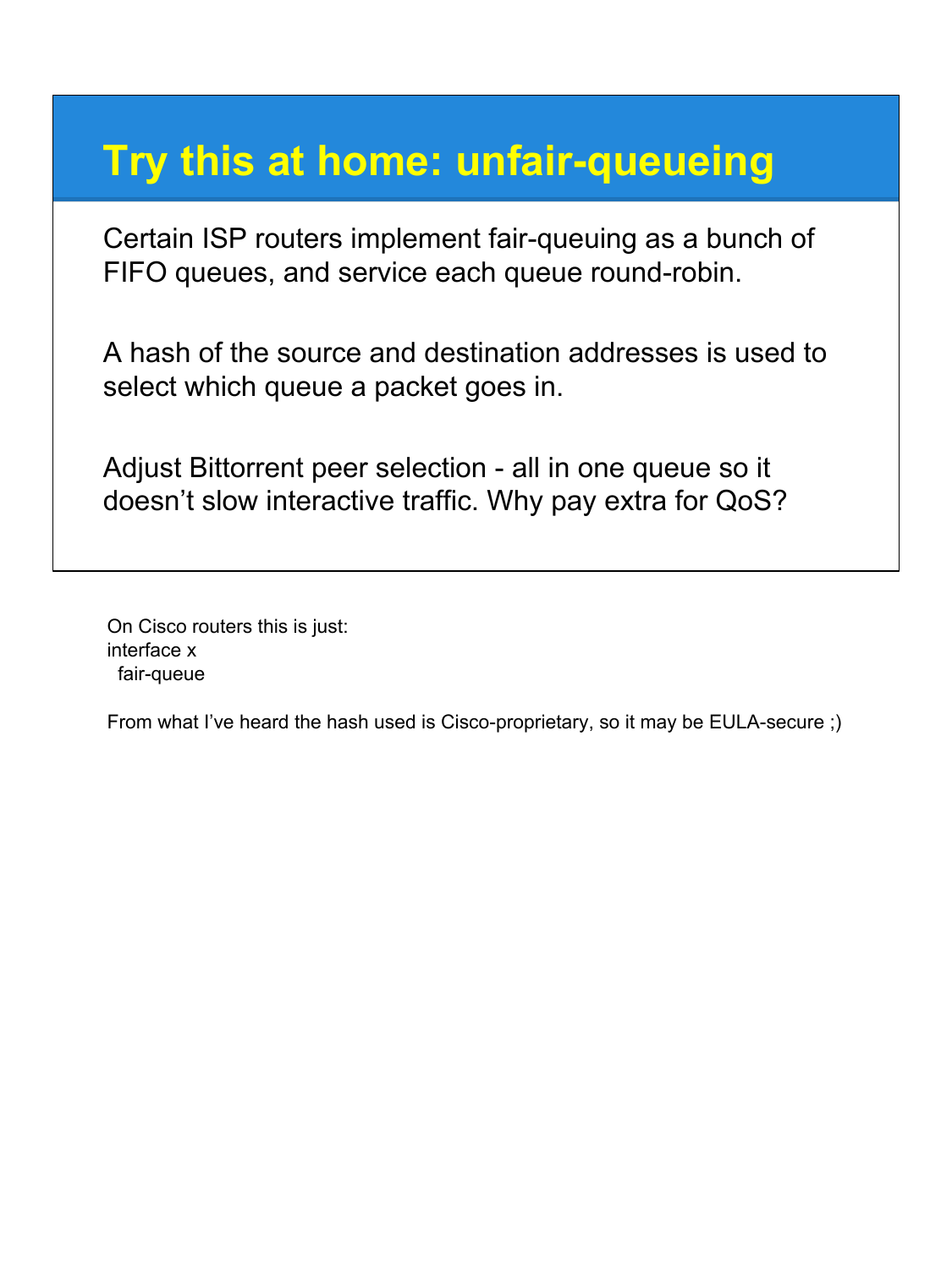# Try this at home: unfair-queueing

Certain ISP routers implement fair-queuing as a bunch of FIFO queues, and service each queue round-robin.

A hash of the source and destination addresses is used to select which queue a packet goes in.

Adjust Bittorrent peer selection - all in one queue so it doesn't slow interactive traffic. Why pay extra for QoS?

On Cisco routers this is just:

```
interface x
  fair-queue
```

From what I've heard the hash used is Cisco-proprietary, so it may be EULA-secure ;)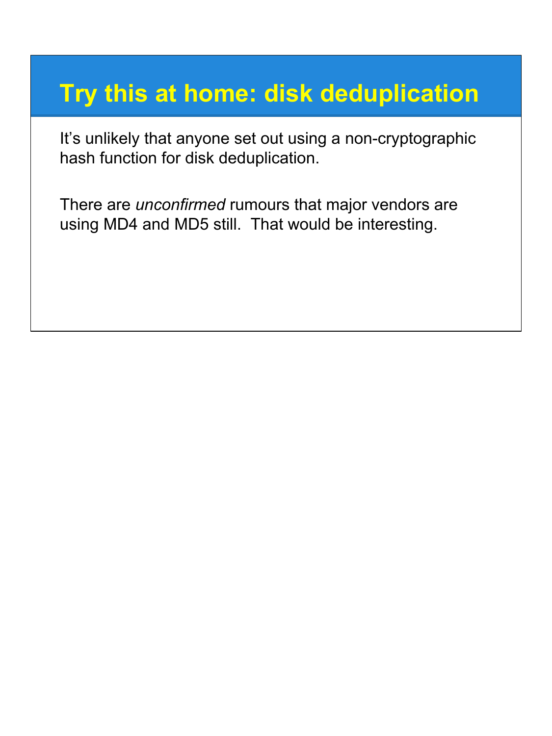# Try this at home: disk deduplication

It’s unlikely that anyone set out using a non-cryptographic hash function for disk deduplication.

There are *unconfirmed* rumours that major vendors are using MD4 and MD5 still. That would be interesting.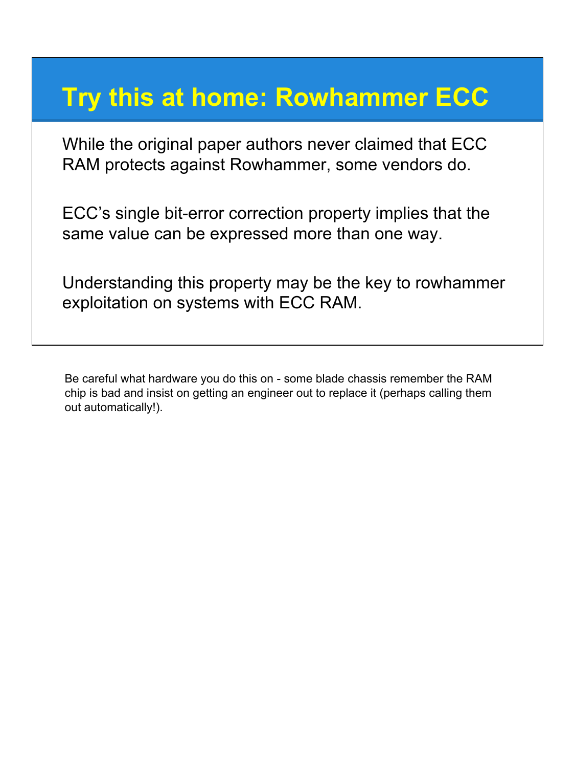# Try this at home: Rowhammer ECC

While the original paper authors never claimed that ECC RAM protects against Rowhammer, some vendors do.

ECC's single bit-error correction property implies that the same value can be expressed more than one way.

Understanding this property may be the key to rowhammer exploitation on systems with ECC RAM.

Be careful what hardware you do this on - some blade chassis remember the RAM chip is bad and insist on getting an engineer out to replace it (perhaps calling them out automatically!).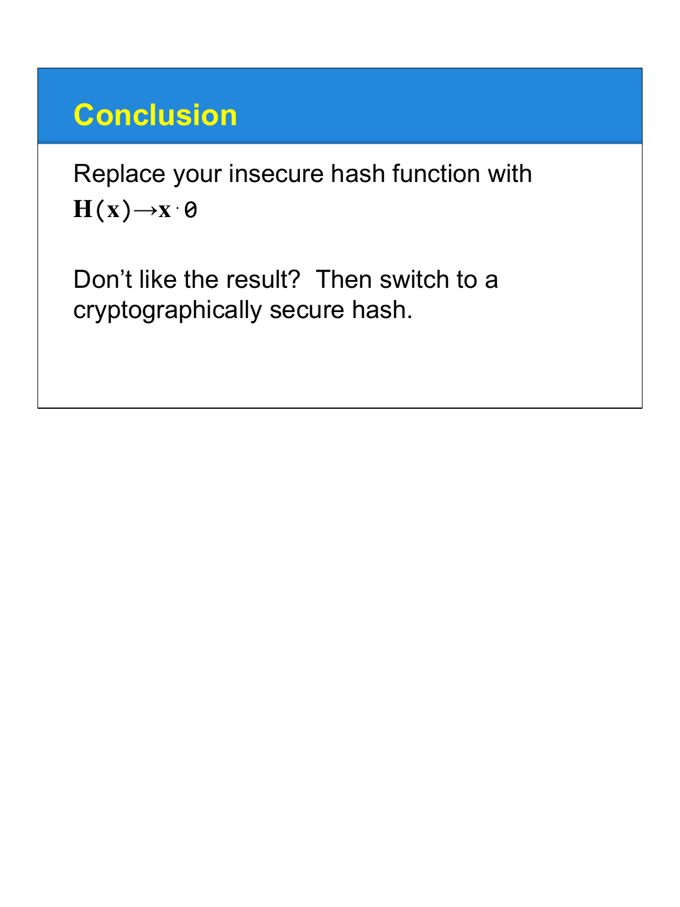## Conclusion

Replace your insecure hash function with

$\mathbf{H}(\mathbf{x}) \rightarrow \mathbf{x} \cdot 0$

Don't like the result? Then switch to a cryptographically secure hash.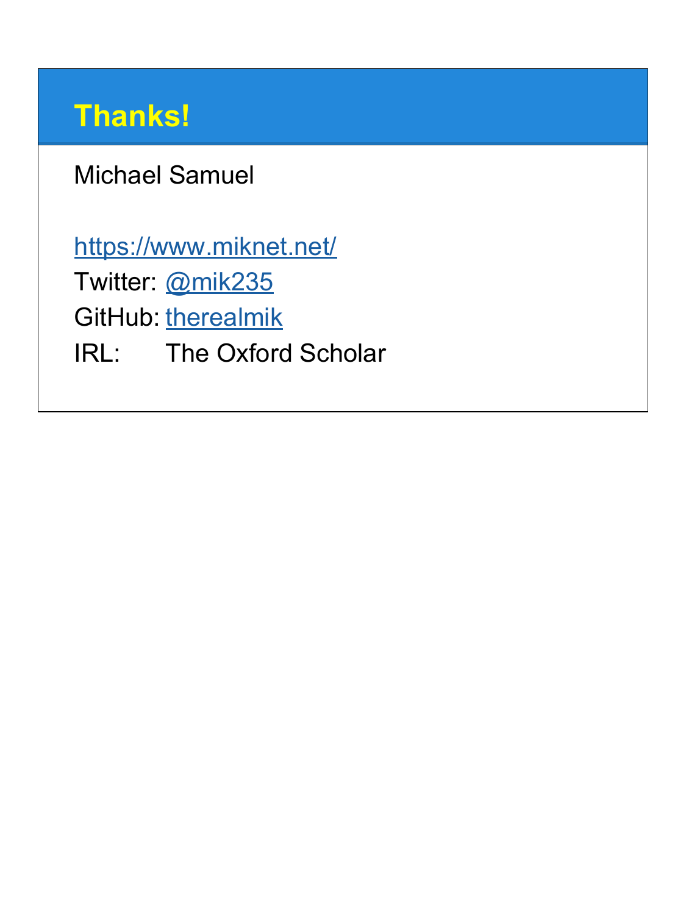# Thanks!

Michael Samuel

[https://www.miknet.net/](https://www.miknet.net/)

| | |
|---|---|
| Twitter: | @mik235 |
| GitHub: | therealmik |
| IRL: | The Oxford Scholar |